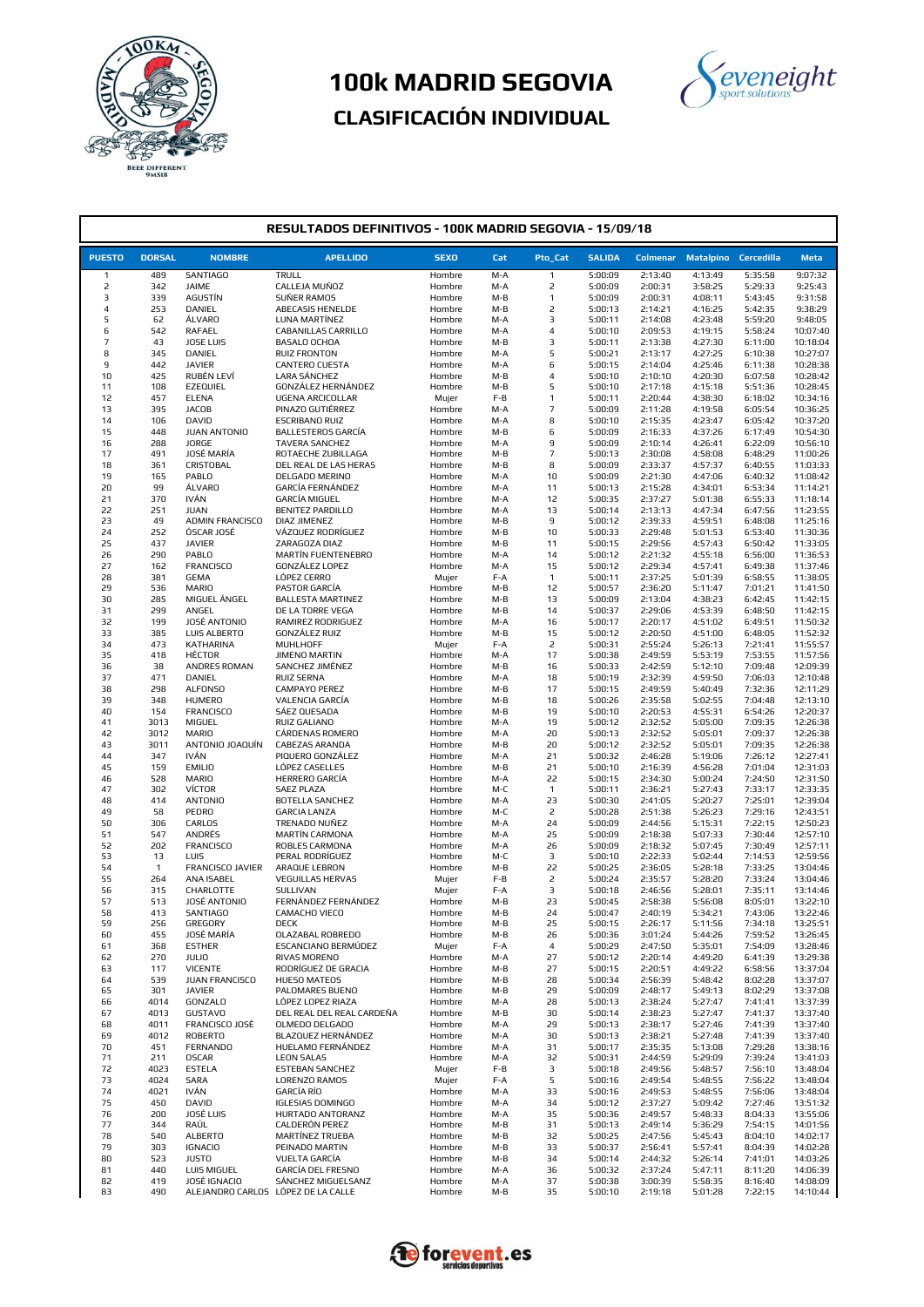# 100k MADRID SEGOVIA

## CLASIFICACIÓN INDIVIDUAL

### RESULTADOS DEFINITIVOS - 100K MADRID SEGOVIA - 15/09/18

| PUESTO | DORSAL | NOMBRE | APELLIDO | SEXO | Cat | Pto_Cat | SALIDA | Colmenar | Matalpino | Cercedilla | Meta |
|---|---|---|---|---|---|---|---|---|---|---|---|
| 1 | 489 | SANTIAGO | TRULL | Hombre | M-A | 1 | 5:00:09 | 2:13:40 | 4:13:49 | 5:35:58 | 9:07:32 |
| 2 | 342 | JAIME | CALLEJA MUÑOZ | Hombre | M-A | 2 | 5:00:09 | 2:00:31 | 3:58:25 | 5:29:33 | 9:25:43 |
| 3 | 339 | AGUSTÍN | SUÑER RAMOS | Hombre | M-B | 1 | 5:00:09 | 2:00:31 | 4:08:11 | 5:43:45 | 9:31:58 |
| 4 | 253 | DANIEL | ABECASIS HENELDE | Hombre | M-B | 2 | 5:00:13 | 2:14:21 | 4:16:25 | 5:42:35 | 9:38:29 |
| 5 | 62 | ÁLVARO | LUNA MARTÍNEZ | Hombre | M-A | 3 | 5:00:11 | 2:14:08 | 4:23:48 | 5:59:20 | 9:48:05 |
| 6 | 542 | RAFAEL | CABANILLAS CARRILLO | Hombre | M-A | 4 | 5:00:10 | 2:09:53 | 4:19:15 | 5:58:24 | 10:07:40 |
| 7 | 43 | JOSE LUIS | BASALO OCHOA | Hombre | M-B | 3 | 5:00:11 | 2:13:38 | 4:27:30 | 6:11:00 | 10:18:04 |
| 8 | 345 | DANIEL | RUIZ FRONTON | Hombre | M-A | 5 | 5:00:21 | 2:13:17 | 4:27:25 | 6:10:38 | 10:27:07 |
| 9 | 442 | JAVIER | CANTERO CUESTA | Hombre | M-A | 6 | 5:00:15 | 2:14:04 | 4:25:46 | 6:11:38 | 10:28:38 |
| 10 | 425 | RUBÉN LEVÍ | LARA SÁNCHEZ | Hombre | M-B | 4 | 5:00:10 | 2:10:10 | 4:20:30 | 6:07:58 | 10:28:42 |
| 11 | 108 | EZEQUIEL | GONZÁLEZ HERNÁNDEZ | Hombre | M-B | 5 | 5:00:10 | 2:17:18 | 4:15:18 | 5:51:36 | 10:28:45 |
| 12 | 457 | ELENA | UGENA ARCICOLLAR | Mujer | F-B | 1 | 5:00:11 | 2:20:44 | 4:38:30 | 6:18:02 | 10:34:16 |
| 13 | 395 | JACOB | PINAZO GUTIÉRREZ | Hombre | M-A | 7 | 5:00:09 | 2:11:28 | 4:19:58 | 6:05:54 | 10:36:25 |
| 14 | 106 | DAVID | ESCRIBANO RUIZ | Hombre | M-A | 8 | 5:00:10 | 2:15:35 | 4:23:47 | 6:05:42 | 10:37:20 |
| 15 | 448 | JUAN ANTONIO | BALLESTEROS GARCÍA | Hombre | M-B | 6 | 5:00:09 | 2:16:33 | 4:37:26 | 6:17:49 | 10:54:30 |
| 16 | 288 | JORGE | TAVERA SANCHEZ | Hombre | M-A | 9 | 5:00:09 | 2:10:14 | 4:26:41 | 6:22:09 | 10:56:10 |
| 17 | 491 | JOSÉ MARÍA | ROTAECHE ZUBILLAGA | Hombre | M-B | 7 | 5:00:13 | 2:30:08 | 4:58:08 | 6:48:29 | 11:00:26 |
| 18 | 361 | CRISTOBAL | DEL REAL DE LAS HERAS | Hombre | M-B | 8 | 5:00:09 | 2:33:37 | 4:57:37 | 6:40:55 | 11:03:33 |
| 19 | 165 | PABLO | DELGADO MERINO | Hombre | M-A | 10 | 5:00:09 | 2:21:30 | 4:47:06 | 6:40:32 | 11:08:42 |
| 20 | 99 | ÁLVARO | GARCÍA FERNÁNDEZ | Hombre | M-A | 11 | 5:00:13 | 2:15:28 | 4:34:01 | 6:53:34 | 11:14:21 |
| 21 | 370 | IVÁN | GARCÍA MIGUEL | Hombre | M-A | 12 | 5:00:35 | 2:37:27 | 5:01:38 | 6:55:33 | 11:18:14 |
| 22 | 251 | JUAN | BENITEZ PARDILLO | Hombre | M-A | 13 | 5:00:14 | 2:13:13 | 4:47:34 | 6:47:56 | 11:23:55 |
| 23 | 49 | ADMIN FRANCISCO | DIAZ JIMENEZ | Hombre | M-B | 9 | 5:00:12 | 2:39:33 | 4:59:51 | 6:48:08 | 11:25:16 |
| 24 | 252 | ÓSCAR JOSÉ | VÁZQUEZ RODRÍGUEZ | Hombre | M-B | 10 | 5:00:33 | 2:29:48 | 5:01:53 | 6:53:40 | 11:30:36 |
| 25 | 437 | JAVIER | ZARAGOZA DIAZ | Hombre | M-B | 11 | 5:00:15 | 2:29:56 | 4:57:43 | 6:50:42 | 11:33:05 |
| 26 | 290 | PABLO | MARTÍN FUENTENEBRO | Hombre | M-A | 14 | 5:00:12 | 2:21:32 | 4:55:18 | 6:56:00 | 11:36:53 |
| 27 | 162 | FRANCISCO | GONZÁLEZ LOPEZ | Hombre | M-A | 15 | 5:00:12 | 2:29:34 | 4:57:41 | 6:49:38 | 11:37:46 |
| 28 | 381 | GEMA | LÓPEZ CERRO | Mujer | F-A | 1 | 5:00:11 | 2:37:25 | 5:01:39 | 6:58:55 | 11:38:05 |
| 29 | 536 | MARIO | PASTOR GARCÍA | Hombre | M-B | 12 | 5:00:57 | 2:36:20 | 5:11:47 | 7:01:21 | 11:41:50 |
| 30 | 285 | MIGUEL ÁNGEL | BALLESTA MARTINEZ | Hombre | M-B | 13 | 5:00:09 | 2:13:04 | 4:38:23 | 6:42:45 | 11:42:15 |
| 31 | 299 | ANGEL | DE LA TORRE VEGA | Hombre | M-B | 14 | 5:00:37 | 2:29:06 | 4:53:39 | 6:48:50 | 11:42:15 |
| 32 | 199 | JOSÉ ANTONIO | RAMIREZ RODRIGUEZ | Hombre | M-A | 16 | 5:00:17 | 2:20:17 | 4:51:02 | 6:49:51 | 11:50:32 |
| 33 | 385 | LUIS ALBERTO | GONZÁLEZ RUIZ | Hombre | M-B | 15 | 5:00:12 | 2:20:50 | 4:51:00 | 6:48:05 | 11:52:32 |
| 34 | 473 | KATHARINA | MUHLHOFF | Mujer | F-A | 2 | 5:00:31 | 2:55:24 | 5:26:13 | 7:21:41 | 11:55:57 |
| 35 | 418 | HÉCTOR | JIMENO MARTIN | Hombre | M-A | 17 | 5:00:38 | 2:49:59 | 5:53:19 | 7:53:55 | 11:57:56 |
| 36 | 38 | ANDRES ROMAN | SANCHEZ JIMÉNEZ | Hombre | M-B | 16 | 5:00:33 | 2:42:59 | 5:12:10 | 7:09:48 | 12:09:39 |
| 37 | 471 | DANIEL | RUIZ SERNA | Hombre | M-A | 18 | 5:00:19 | 2:32:39 | 4:59:50 | 7:06:03 | 12:10:48 |
| 38 | 298 | ALFONSO | CAMPAYO PEREZ | Hombre | M-B | 17 | 5:00:15 | 2:49:59 | 5:40:49 | 7:32:36 | 12:11:29 |
| 39 | 348 | HUMERO | VALENCIA GARCÍA | Hombre | M-B | 18 | 5:00:26 | 2:35:58 | 5:02:55 | 7:04:48 | 12:13:10 |
| 40 | 154 | FRANCISCO | SÁEZ QUESADA | Hombre | M-B | 19 | 5:00:10 | 2:20:53 | 4:55:31 | 6:54:26 | 12:20:37 |
| 41 | 3013 | MIGUEL | RUIZ GALIANO | Hombre | M-A | 19 | 5:00:12 | 2:32:52 | 5:05:00 | 7:09:35 | 12:26:38 |
| 42 | 3012 | MARIO | CÁRDENAS ROMERO | Hombre | M-A | 20 | 5:00:13 | 2:32:52 | 5:05:01 | 7:09:37 | 12:26:38 |
| 43 | 3011 | ANTONIO JOAQUÍN | CABEZAS ARANDA | Hombre | M-B | 20 | 5:00:12 | 2:32:52 | 5:05:01 | 7:09:35 | 12:26:38 |
| 44 | 347 | IVÁN | PIQUERO GONZÁLEZ | Hombre | M-A | 21 | 5:00:32 | 2:46:28 | 5:19:06 | 7:26:12 | 12:27:41 |
| 45 | 159 | EMILIO | LÓPEZ CASELLES | Hombre | M-B | 21 | 5:00:10 | 2:16:39 | 4:56:28 | 7:01:04 | 12:31:03 |
| 46 | 528 | MARIO | HERRERO GARCÍA | Hombre | M-A | 22 | 5:00:15 | 2:34:30 | 5:00:24 | 7:24:50 | 12:31:50 |
| 47 | 302 | VÍCTOR | SAEZ PLAZA | Hombre | M-C | 1 | 5:00:11 | 2:36:21 | 5:27:43 | 7:33:17 | 12:33:35 |
| 48 | 414 | ANTONIO | BOTELLA SANCHEZ | Hombre | M-A | 23 | 5:00:30 | 2:41:05 | 5:20:27 | 7:25:01 | 12:39:04 |
| 49 | 58 | PEDRO | GARCIA LANZA | Hombre | M-C | 2 | 5:00:28 | 2:51:38 | 5:26:23 | 7:29:16 | 12:43:51 |
| 50 | 306 | CARLOS | TRENADO NUÑEZ | Hombre | M-A | 24 | 5:00:09 | 2:44:56 | 5:15:31 | 7:22:15 | 12:50:23 |
| 51 | 547 | ANDRÉS | MARTÍN CARMONA | Hombre | M-A | 25 | 5:00:09 | 2:18:38 | 5:07:33 | 7:30:44 | 12:57:10 |
| 52 | 202 | FRANCISCO | ROBLES CARMONA | Hombre | M-A | 26 | 5:00:09 | 2:18:32 | 5:07:45 | 7:30:49 | 12:57:11 |
| 53 | 13 | LUIS | PERAL RODRÍGUEZ | Hombre | M-C | 3 | 5:00:10 | 2:22:33 | 5:02:44 | 7:14:53 | 12:59:56 |
| 54 | 1 | FRANCISCO JAVIER | ARAQUE LEBRON | Hombre | M-B | 22 | 5:00:25 | 2:36:05 | 5:28:18 | 7:33:25 | 13:04:46 |
| 55 | 264 | ANA ISABEL | VEGUILLAS HERVAS | Mujer | F-B | 2 | 5:00:24 | 2:35:57 | 5:28:20 | 7:33:24 | 13:04:46 |
| 56 | 315 | CHARLOTTE | SULLIVAN | Mujer | F-A | 3 | 5:00:18 | 2:46:56 | 5:28:01 | 7:35:11 | 13:14:46 |
| 57 | 513 | JOSÉ ANTONIO | FERNÁNDEZ FERNÁNDEZ | Hombre | M-B | 23 | 5:00:45 | 2:58:38 | 5:56:08 | 8:05:01 | 13:22:10 |
| 58 | 413 | SANTIAGO | CAMACHO VIECO | Hombre | M-B | 24 | 5:00:47 | 2:40:19 | 5:34:21 | 7:43:06 | 13:22:46 |
| 59 | 256 | GREGORY | DECK | Hombre | M-B | 25 | 5:00:15 | 2:26:17 | 5:11:56 | 7:34:18 | 13:25:51 |
| 60 | 455 | JOSÉ MARÍA | OLAZABAL ROBREDO | Hombre | M-B | 26 | 5:00:36 | 3:01:24 | 5:44:26 | 7:59:52 | 13:26:45 |
| 61 | 368 | ESTHER | ESCANCIANO BERMÚDEZ | Mujer | F-A | 4 | 5:00:29 | 2:47:50 | 5:35:01 | 7:54:09 | 13:28:46 |
| 62 | 270 | JULIO | RIVAS MORENO | Hombre | M-A | 27 | 5:00:12 | 2:20:14 | 4:49:20 | 6:41:39 | 13:29:38 |
| 63 | 117 | VICENTE | RODRÍGUEZ DE GRACIA | Hombre | M-B | 27 | 5:00:15 | 2:20:51 | 4:49:22 | 6:58:56 | 13:37:04 |
| 64 | 539 | JUAN FRANCISCO | HUESO MATEOS | Hombre | M-B | 28 | 5:00:34 | 2:56:39 | 5:48:42 | 8:02:28 | 13:37:07 |
| 65 | 301 | JAVIER | PALOMARES BUENO | Hombre | M-B | 29 | 5:00:09 | 2:48:17 | 5:49:13 | 8:02:29 | 13:37:08 |
| 66 | 4014 | GONZALO | LÓPEZ LOPEZ RIAZA | Hombre | M-A | 28 | 5:00:13 | 2:38:24 | 5:27:47 | 7:41:41 | 13:37:39 |
| 67 | 4013 | GUSTAVO | DEL REAL DEL REAL CARDEÑA | Hombre | M-B | 30 | 5:00:14 | 2:38:23 | 5:27:47 | 7:41:37 | 13:37:40 |
| 68 | 4011 | FRANCISCO JOSÉ | OLMEDO DELGADO | Hombre | M-A | 29 | 5:00:13 | 2:38:17 | 5:27:46 | 7:41:39 | 13:37:40 |
| 69 | 4012 | ROBERTO | BLAZQUEZ HERNÁNDEZ | Hombre | M-A | 30 | 5:00:13 | 2:38:21 | 5:27:48 | 7:41:39 | 13:37:40 |
| 70 | 451 | FERNANDO | HUELAMO FERNÁNDEZ | Hombre | M-A | 31 | 5:00:17 | 2:35:35 | 5:13:08 | 7:29:28 | 13:38:16 |
| 71 | 211 | OSCAR | LEON SALAS | Hombre | M-A | 32 | 5:00:31 | 2:44:59 | 5:29:09 | 7:39:24 | 13:41:03 |
| 72 | 4023 | ESTELA | ESTEBAN SANCHEZ | Mujer | F-B | 3 | 5:00:18 | 2:49:56 | 5:48:57 | 7:56:10 | 13:48:04 |
| 73 | 4024 | SARA | LORENZO RAMOS | Mujer | F-A | 5 | 5:00:16 | 2:49:54 | 5:48:55 | 7:56:22 | 13:48:04 |
| 74 | 4021 | IVÁN | GARCÍA RÍO | Hombre | M-A | 33 | 5:00:16 | 2:49:53 | 5:48:55 | 7:56:06 | 13:48:04 |
| 75 | 450 | DAVID | IGLESIAS DOMINGO | Hombre | M-A | 34 | 5:00:12 | 2:37:27 | 5:09:42 | 7:27:46 | 13:51:32 |
| 76 | 200 | JOSÉ LUIS | HURTADO ANTORANZ | Hombre | M-A | 35 | 5:00:36 | 2:49:57 | 5:48:33 | 8:04:33 | 13:55:06 |
| 77 | 344 | RAÚL | CALDERÓN PEREZ | Hombre | M-B | 31 | 5:00:13 | 2:49:14 | 5:36:29 | 7:54:15 | 14:01:56 |
| 78 | 540 | ALBERTO | MARTÍNEZ TRUEBA | Hombre | M-B | 32 | 5:00:25 | 2:47:56 | 5:45:43 | 8:04:10 | 14:02:17 |
| 79 | 303 | IGNACIO | PEINADO MARTIN | Hombre | M-B | 33 | 5:00:37 | 2:56:41 | 5:57:41 | 8:04:39 | 14:02:28 |
| 80 | 523 | JUSTO | VUELTA GARCÍA | Hombre | M-B | 34 | 5:00:14 | 2:44:32 | 5:26:14 | 7:41:01 | 14:03:26 |
| 81 | 440 | LUIS MIGUEL | GARCÍA DEL FRESNO | Hombre | M-A | 36 | 5:00:32 | 2:37:24 | 5:47:11 | 8:11:20 | 14:06:39 |
| 82 | 419 | JOSÉ IGNACIO | SÁNCHEZ MIGUELSANZ | Hombre | M-A | 37 | 5:00:38 | 3:00:39 | 5:58:35 | 8:16:40 | 14:08:09 |
| 83 | 490 | ALEJANDRO CARLOS | LÓPEZ DE LA CALLE | Hombre | M-B | 35 | 5:00:10 | 2:19:18 | 5:01:28 | 7:22:15 | 14:10:44 |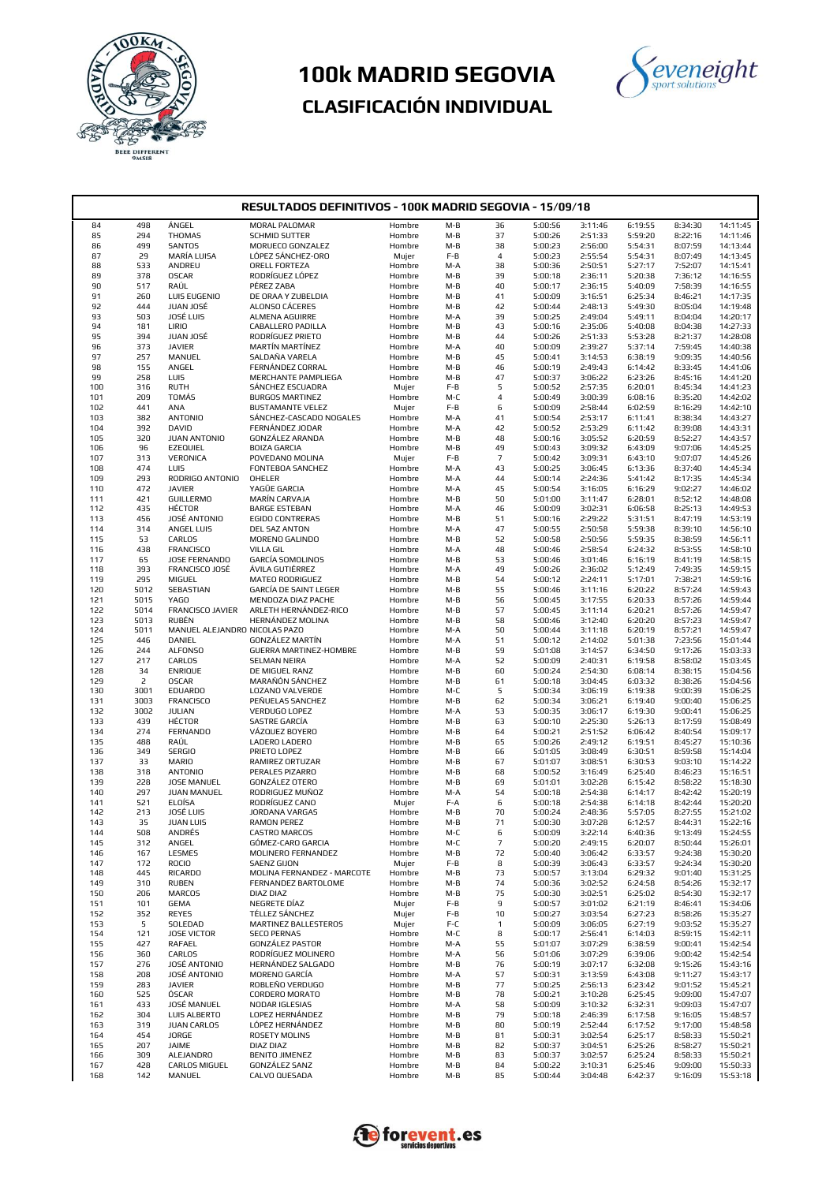# 100k MADRID SEGOVIA

## CLASIFICACIÓN INDIVIDUAL

### RESULTADOS DEFINITIVOS - 100K MADRID SEGOVIA - 15/09/18

| | | | | | | | | | | | |
|---|---|---|---|---|---|---|---|---|---|---|---|
| 84 | 498 | ÁNGEL | MORAL PALOMAR | Hombre | M-B | 36 | 5:00:56 | 3:11:46 | 6:19:55 | 8:34:30 | 14:11:45 |
| 85 | 294 | THOMAS | SCHMID SUTTER | Hombre | M-B | 37 | 5:00:26 | 2:51:33 | 5:59:20 | 8:22:16 | 14:11:46 |
| 86 | 499 | SANTOS | MORUECO GONZALEZ | Hombre | M-B | 38 | 5:00:23 | 2:56:00 | 5:54:31 | 8:07:59 | 14:13:44 |
| 87 | 29 | MARÍA LUISA | LÓPEZ SÁNCHEZ-ORO | Mujer | F-B | 4 | 5:00:23 | 2:55:54 | 5:54:31 | 8:07:49 | 14:13:45 |
| 88 | 533 | ANDREU | ORELL FORTEZA | Hombre | M-A | 38 | 5:00:36 | 2:50:51 | 5:27:17 | 7:52:07 | 14:15:41 |
| 89 | 378 | OSCAR | RODRÍGUEZ LÓPEZ | Hombre | M-B | 39 | 5:00:18 | 2:36:11 | 5:20:38 | 7:36:12 | 14:16:55 |
| 90 | 517 | RAÚL | PÉREZ ZABA | Hombre | M-B | 40 | 5:00:17 | 2:36:15 | 5:40:09 | 7:58:39 | 14:16:55 |
| 91 | 260 | LUIS EUGENIO | DE ORAA Y ZUBELDIA | Hombre | M-B | 41 | 5:00:09 | 3:16:51 | 6:25:34 | 8:46:21 | 14:17:35 |
| 92 | 444 | JUAN JOSÉ | ALONSO CÁCERES | Hombre | M-B | 42 | 5:00:44 | 2:48:13 | 5:49:30 | 8:05:04 | 14:19:48 |
| 93 | 503 | JOSÉ LUIS | ALMENA AGUIRRE | Hombre | M-A | 39 | 5:00:25 | 2:49:04 | 5:49:11 | 8:04:04 | 14:20:17 |
| 94 | 181 | LIRIO | CABALLERO PADILLA | Hombre | M-B | 43 | 5:00:16 | 2:35:06 | 5:40:08 | 8:04:38 | 14:27:33 |
| 95 | 394 | JUAN JOSÉ | RODRÍGUEZ PRIETO | Hombre | M-B | 44 | 5:00:26 | 2:51:33 | 5:53:28 | 8:21:37 | 14:28:08 |
| 96 | 373 | JAVIER | MARTÍN MARTÍNEZ | Hombre | M-A | 40 | 5:00:09 | 2:39:27 | 5:37:14 | 7:59:45 | 14:40:38 |
| 97 | 257 | MANUEL | SALDAÑA VARELA | Hombre | M-B | 45 | 5:00:41 | 3:14:53 | 6:38:19 | 9:09:35 | 14:40:56 |
| 98 | 155 | ANGEL | FERNÁNDEZ CORRAL | Hombre | M-B | 46 | 5:00:19 | 2:49:43 | 6:14:42 | 8:33:45 | 14:41:06 |
| 99 | 258 | LUIS | MERCHANTE PAMPLIEGA | Hombre | M-B | 47 | 5:00:37 | 3:06:22 | 6:23:26 | 8:45:16 | 14:41:20 |
| 100 | 316 | RUTH | SÁNCHEZ ESCUADRA | Mujer | F-B | 5 | 5:00:52 | 2:57:35 | 6:20:01 | 8:45:34 | 14:41:23 |
| 101 | 209 | TOMÁS | BURGOS MARTINEZ | Hombre | M-C | 4 | 5:00:49 | 3:00:39 | 6:08:16 | 8:35:20 | 14:42:02 |
| 102 | 441 | ANA | BUSTAMANTE VELEZ | Mujer | F-B | 6 | 5:00:09 | 2:58:44 | 6:02:59 | 8:16:29 | 14:42:10 |
| 103 | 382 | ANTONIO | SÁNCHEZ-CASCADO NOGALES | Hombre | M-A | 41 | 5:00:54 | 2:53:17 | 6:11:41 | 8:38:34 | 14:43:27 |
| 104 | 392 | DAVID | FERNÁNDEZ JODAR | Hombre | M-A | 42 | 5:00:52 | 2:53:29 | 6:11:42 | 8:39:08 | 14:43:31 |
| 105 | 320 | JUAN ANTONIO | GONZÁLEZ ARANDA | Hombre | M-B | 48 | 5:00:16 | 3:05:52 | 6:20:59 | 8:52:27 | 14:43:57 |
| 106 | 96 | EZEQUIEL | BOIZA GARCIA | Hombre | M-B | 49 | 5:00:43 | 3:09:32 | 6:43:09 | 9:07:06 | 14:45:25 |
| 107 | 313 | VERONICA | POVEDANO MOLINA | Mujer | F-B | 7 | 5:00:42 | 3:09:31 | 6:43:10 | 9:07:07 | 14:45:26 |
| 108 | 474 | LUIS | FONTEBOA SANCHEZ | Hombre | M-A | 43 | 5:00:25 | 3:06:45 | 6:13:36 | 8:37:40 | 14:45:34 |
| 109 | 293 | RODRIGO ANTONIO | OHELER | Hombre | M-A | 44 | 5:00:14 | 2:24:36 | 5:41:42 | 8:17:35 | 14:45:34 |
| 110 | 472 | JAVIER | YAGÜE GARCIA | Hombre | M-A | 45 | 5:00:54 | 3:16:05 | 6:16:29 | 9:02:27 | 14:46:02 |
| 111 | 421 | GUILLERMO | MARÍN CARVAJA | Hombre | M-B | 50 | 5:01:00 | 3:11:47 | 6:28:01 | 8:52:12 | 14:48:08 |
| 112 | 435 | HÉCTOR | BARGE ESTEBAN | Hombre | M-A | 46 | 5:00:09 | 3:02:31 | 6:06:58 | 8:25:13 | 14:49:53 |
| 113 | 456 | JOSÉ ANTONIO | EGIDO CONTRERAS | Hombre | M-B | 51 | 5:00:16 | 2:29:22 | 5:31:51 | 8:47:19 | 14:53:19 |
| 114 | 314 | ANGEL LUIS | DEL SAZ ANTON | Hombre | M-A | 47 | 5:00:55 | 2:50:58 | 5:59:38 | 8:39:10 | 14:56:10 |
| 115 | 53 | CARLOS | MORENO GALINDO | Hombre | M-B | 52 | 5:00:58 | 2:50:56 | 5:59:35 | 8:38:59 | 14:56:11 |
| 116 | 438 | FRANCISCO | VILLA GIL | Hombre | M-A | 48 | 5:00:46 | 2:58:54 | 6:24:32 | 8:53:55 | 14:58:10 |
| 117 | 65 | JOSE FERNANDO | GARCÍA SOMOLINOS | Hombre | M-B | 53 | 5:00:46 | 3:01:46 | 6:16:19 | 8:41:19 | 14:58:15 |
| 118 | 393 | FRANCISCO JOSÉ | ÁVILA GUTIÉRREZ | Hombre | M-A | 49 | 5:00:26 | 2:36:02 | 5:12:49 | 7:49:35 | 14:59:15 |
| 119 | 295 | MIGUEL | MATEO RODRIGUEZ | Hombre | M-B | 54 | 5:00:12 | 2:24:11 | 5:17:01 | 7:38:21 | 14:59:16 |
| 120 | 5012 | SEBASTIAN | GARCÍA DE SAINT LEGER | Hombre | M-B | 55 | 5:00:46 | 3:11:16 | 6:20:22 | 8:57:24 | 14:59:43 |
| 121 | 5015 | YAGO | MENDOZA DIAZ PACHE | Hombre | M-B | 56 | 5:00:45 | 3:17:55 | 6:20:33 | 8:57:26 | 14:59:44 |
| 122 | 5014 | FRANCISCO JAVIER | ARLETH HERNÁNDEZ-RICO | Hombre | M-B | 57 | 5:00:45 | 3:11:14 | 6:20:21 | 8:57:26 | 14:59:47 |
| 123 | 5013 | RUBÉN | HERNÁNDEZ MOLINA | Hombre | M-B | 58 | 5:00:46 | 3:12:40 | 6:20:20 | 8:57:23 | 14:59:47 |
| 124 | 5011 | MANUEL ALEJANDRO | NICOLAS PAZO | Hombre | M-A | 50 | 5:00:44 | 3:11:18 | 6:20:19 | 8:57:21 | 14:59:47 |
| 125 | 446 | DANIEL | GONZÁLEZ MARTÍN | Hombre | M-A | 51 | 5:00:12 | 2:14:02 | 5:01:38 | 7:23:56 | 15:01:44 |
| 126 | 244 | ALFONSO | GUERRA MARTINEZ-HOMBRE | Hombre | M-B | 59 | 5:01:08 | 3:14:57 | 6:34:50 | 9:17:26 | 15:03:33 |
| 127 | 217 | CARLOS | SELMAN NEIRA | Hombre | M-A | 52 | 5:00:09 | 2:40:31 | 6:19:58 | 8:58:02 | 15:03:45 |
| 128 | 34 | ENRIQUE | DE MIGUEL RANZ | Hombre | M-B | 60 | 5:00:24 | 2:54:30 | 6:08:14 | 8:38:15 | 15:04:56 |
| 129 | 2 | OSCAR | MARAÑÓN SÁNCHEZ | Hombre | M-B | 61 | 5:00:18 | 3:04:45 | 6:03:32 | 8:38:26 | 15:04:56 |
| 130 | 3001 | EDUARDO | LOZANO VALVERDE | Hombre | M-C | 5 | 5:00:34 | 3:06:19 | 6:19:38 | 9:00:39 | 15:06:25 |
| 131 | 3003 | FRANCISCO | PEÑUELAS SANCHEZ | Hombre | M-B | 62 | 5:00:34 | 3:06:21 | 6:19:40 | 9:00:40 | 15:06:25 |
| 132 | 3002 | JULIAN | VERDUGO LOPEZ | Hombre | M-A | 53 | 5:00:35 | 3:06:17 | 6:19:30 | 9:00:41 | 15:06:25 |
| 133 | 439 | HÉCTOR | SASTRE GARCÍA | Hombre | M-B | 63 | 5:00:10 | 2:25:30 | 5:26:13 | 8:17:59 | 15:08:49 |
| 134 | 274 | FERNANDO | VÁZQUEZ BOYERO | Hombre | M-B | 64 | 5:00:21 | 2:51:52 | 6:06:42 | 8:40:54 | 15:09:17 |
| 135 | 488 | RAÚL | LADERO LADERO | Hombre | M-B | 65 | 5:00:26 | 2:49:12 | 6:19:51 | 8:45:27 | 15:10:36 |
| 136 | 349 | SERGIO | PRIETO LOPEZ | Hombre | M-B | 66 | 5:01:05 | 3:08:49 | 6:30:51 | 8:59:58 | 15:14:04 |
| 137 | 33 | MARIO | RAMIREZ ORTUZAR | Hombre | M-B | 67 | 5:01:07 | 3:08:51 | 6:30:53 | 9:03:10 | 15:14:22 |
| 138 | 318 | ANTONIO | PERALES PIZARRO | Hombre | M-B | 68 | 5:00:52 | 3:16:49 | 6:25:40 | 8:46:23 | 15:16:51 |
| 139 | 228 | JOSE MANUEL | GONZÁLEZ OTERO | Hombre | M-B | 69 | 5:01:01 | 3:02:28 | 6:15:42 | 8:58:22 | 15:18:30 |
| 140 | 297 | JUAN MANUEL | RODRIGUEZ MUÑOZ | Hombre | M-A | 54 | 5:00:18 | 2:54:38 | 6:14:17 | 8:42:42 | 15:20:19 |
| 141 | 521 | ELOÍSA | RODRÍGUEZ CANO | Mujer | F-A | 6 | 5:00:18 | 2:54:38 | 6:14:18 | 8:42:44 | 15:20:20 |
| 142 | 213 | JOSÉ LUIS | JORDANA VARGAS | Hombre | M-B | 70 | 5:00:24 | 2:48:36 | 5:57:05 | 8:27:55 | 15:21:02 |
| 143 | 35 | JUAN LUIS | RAMON PEREZ | Hombre | M-B | 71 | 5:00:30 | 3:07:28 | 6:12:57 | 8:44:31 | 15:22:16 |
| 144 | 508 | ANDRÉS | CASTRO MARCOS | Hombre | M-C | 6 | 5:00:09 | 3:22:14 | 6:40:36 | 9:13:49 | 15:24:55 |
| 145 | 312 | ANGEL | GÓMEZ-CARO GARCIA | Hombre | M-C | 7 | 5:00:20 | 2:49:15 | 6:20:07 | 8:50:44 | 15:26:01 |
| 146 | 167 | LESMES | MOLINERO FERNANDEZ | Hombre | M-B | 72 | 5:00:40 | 3:06:42 | 6:33:57 | 9:24:38 | 15:30:20 |
| 147 | 172 | ROCIO | SAENZ GIJON | Mujer | F-B | 8 | 5:00:39 | 3:06:43 | 6:33:57 | 9:24:34 | 15:30:20 |
| 148 | 445 | RICARDO | MOLINA FERNANDEZ - MARCOTE | Hombre | M-B | 73 | 5:00:57 | 3:13:04 | 6:29:32 | 9:01:40 | 15:31:25 |
| 149 | 310 | RUBEN | FERNANDEZ BARTOLOME | Hombre | M-B | 74 | 5:00:36 | 3:02:52 | 6:24:58 | 8:54:26 | 15:32:17 |
| 150 | 206 | MARCOS | DIAZ DIAZ | Hombre | M-B | 75 | 5:00:30 | 3:02:51 | 6:25:02 | 8:54:30 | 15:32:17 |
| 151 | 101 | GEMA | NEGRETE DÍAZ | Mujer | F-B | 9 | 5:00:57 | 3:01:02 | 6:21:19 | 8:46:41 | 15:34:06 |
| 152 | 352 | REYES | TÉLLEZ SÁNCHEZ | Mujer | F-B | 10 | 5:00:27 | 3:03:54 | 6:27:23 | 8:58:26 | 15:35:27 |
| 153 | 5 | SOLEDAD | MARTINEZ BALLESTEROS | Mujer | F-C | 1 | 5:00:09 | 3:06:05 | 6:27:19 | 9:03:52 | 15:35:27 |
| 154 | 121 | JOSE VICTOR | SECO PERNAS | Hombre | M-C | 8 | 5:00:17 | 2:56:41 | 6:14:03 | 8:59:15 | 15:42:11 |
| 155 | 427 | RAFAEL | GONZÁLEZ PASTOR | Hombre | M-A | 55 | 5:01:07 | 3:07:29 | 6:38:59 | 9:00:41 | 15:42:54 |
| 156 | 360 | CARLOS | RODRÍGUEZ MOLINERO | Hombre | M-A | 56 | 5:01:06 | 3:07:29 | 6:39:06 | 9:00:42 | 15:42:54 |
| 157 | 276 | JOSÉ ANTONIO | HERNÁNDEZ SALGADO | Hombre | M-B | 76 | 5:00:19 | 3:07:17 | 6:32:08 | 9:15:26 | 15:43:16 |
| 158 | 208 | JOSÉ ANTONIO | MORENO GARCÍA | Hombre | M-A | 57 | 5:00:31 | 3:13:59 | 6:43:08 | 9:11:27 | 15:43:17 |
| 159 | 283 | JAVIER | ROBLEÑO VERDUGO | Hombre | M-B | 77 | 5:00:25 | 2:56:13 | 6:23:42 | 9:01:52 | 15:45:21 |
| 160 | 525 | ÓSCAR | CORDERO MORATO | Hombre | M-B | 78 | 5:00:21 | 3:10:28 | 6:25:45 | 9:09:00 | 15:47:07 |
| 161 | 433 | JOSÉ MANUEL | NODAR IGLESIAS | Hombre | M-A | 58 | 5:00:09 | 3:10:32 | 6:32:31 | 9:09:03 | 15:47:07 |
| 162 | 304 | LUIS ALBERTO | LOPEZ HERNÁNDEZ | Hombre | M-B | 79 | 5:00:18 | 2:46:39 | 6:17:58 | 9:16:05 | 15:48:57 |
| 163 | 319 | JUAN CARLOS | LÓPEZ HERNÁNDEZ | Hombre | M-B | 80 | 5:00:19 | 2:52:44 | 6:17:52 | 9:17:00 | 15:48:58 |
| 164 | 454 | JORGE | ROSETY MOLINS | Hombre | M-B | 81 | 5:00:31 | 3:02:54 | 6:25:17 | 8:58:33 | 15:50:21 |
| 165 | 207 | JAIME | DIAZ DIAZ | Hombre | M-B | 82 | 5:00:37 | 3:04:51 | 6:25:26 | 8:58:27 | 15:50:21 |
| 166 | 309 | ALEJANDRO | BENITO JIMENEZ | Hombre | M-B | 83 | 5:00:37 | 3:02:57 | 6:25:24 | 8:58:33 | 15:50:21 |
| 167 | 428 | CARLOS MIGUEL | GONZÁLEZ SANZ | Hombre | M-B | 84 | 5:00:22 | 3:10:31 | 6:25:46 | 9:09:00 | 15:50:33 |
| 168 | 142 | MANUEL | CALVO QUESADA | Hombre | M-B | 85 | 5:00:44 | 3:04:48 | 6:42:37 | 9:16:09 | 15:53:18 |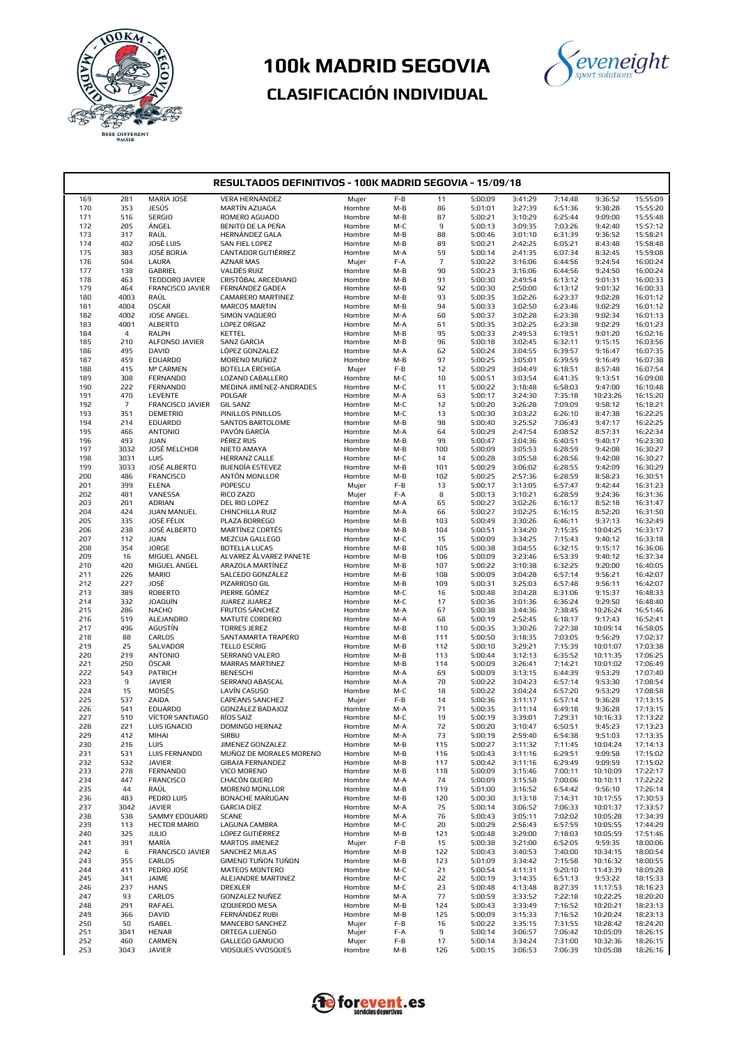# 100k MADRID SEGOVIA

## CLASIFICACIÓN INDIVIDUAL

### RESULTADOS DEFINITIVOS - 100K MADRID SEGOVIA - 15/09/18

| | | | | | | | | | | | |
|---|---|---|---|---|---|---|---|---|---|---|---|
| 169 | 281 | MARÍA JOSÉ | VERA HERNÁNDEZ | Mujer | F-B | 11 | 5:00:09 | 3:41:29 | 7:14:48 | 9:36:52 | 15:55:09 |
| 170 | 353 | JESÚS | MARTÍN AZUAGA | Hombre | M-B | 86 | 5:01:01 | 3:27:39 | 6:51:36 | 9:38:28 | 15:55:20 |
| 171 | 516 | SERGIO | ROMERO AGUADO | Hombre | M-B | 87 | 5:00:21 | 3:10:29 | 6:25:44 | 9:09:00 | 15:55:48 |
| 172 | 205 | ÁNGEL | BENITO DE LA PEÑA | Hombre | M-C | 9 | 5:00:13 | 3:09:35 | 7:03:26 | 9:42:40 | 15:57:12 |
| 173 | 317 | RAÚL | HERNÁNDEZ GALA | Hombre | M-B | 88 | 5:00:46 | 3:01:10 | 6:31:39 | 9:36:52 | 15:58:21 |
| 174 | 402 | JOSÉ LUIS | SAN FIEL LOPEZ | Hombre | M-B | 89 | 5:00:21 | 2:42:25 | 6:05:21 | 8:43:48 | 15:58:48 |
| 175 | 383 | JOSÉ BORJA | CANTADOR GUTIÉRREZ | Hombre | M-A | 59 | 5:00:14 | 2:41:35 | 6:07:34 | 8:32:45 | 15:59:08 |
| 176 | 504 | LAURA | AZNAR MAS | Mujer | F-A | 7 | 5:00:22 | 3:16:06 | 6:44:56 | 9:24:54 | 16:00:24 |
| 177 | 138 | GABRIEL | VALDÉS RUIZ | Hombre | M-B | 90 | 5:00:23 | 3:16:06 | 6:44:56 | 9:24:50 | 16:00:24 |
| 178 | 463 | TEODORO JAVIER | CRISTÓBAL ARCEDIANO | Hombre | M-B | 91 | 5:00:30 | 2:49:54 | 6:13:12 | 9:01:31 | 16:00:33 |
| 179 | 464 | FRANCISCO JAVIER | FERNÁNDEZ GADEA | Hombre | M-B | 92 | 5:00:30 | 2:50:00 | 6:13:12 | 9:01:32 | 16:00:33 |
| 180 | 4003 | RAÚL | CAMARERO MARTINEZ | Hombre | M-B | 93 | 5:00:35 | 3:02:26 | 6:23:37 | 9:02:28 | 16:01:12 |
| 181 | 4004 | OSCAR | MARCOS MARTIN | Hombre | M-B | 94 | 5:00:33 | 3:02:50 | 6:23:46 | 9:02:29 | 16:01:12 |
| 182 | 4002 | JOSE ANGEL | SIMON VAQUERO | Hombre | M-A | 60 | 5:00:37 | 3:02:28 | 6:23:38 | 9:02:34 | 16:01:13 |
| 183 | 4001 | ALBERTO | LOPEZ ORGAZ | Hombre | M-A | 61 | 5:00:35 | 3:02:25 | 6:23:38 | 9:02:29 | 16:01:23 |
| 184 | 4 | RALPH | KETTEL | Hombre | M-B | 95 | 5:00:33 | 2:49:53 | 6:19:51 | 9:01:20 | 16:02:16 |
| 185 | 210 | ALFONSO JAVIER | SANZ GARCIA | Hombre | M-B | 96 | 5:00:18 | 3:02:45 | 6:32:11 | 9:15:15 | 16:03:56 |
| 186 | 495 | DAVID | LÓPEZ GONZALEZ | Hombre | M-A | 62 | 5:00:24 | 3:04:55 | 6:39:57 | 9:16:47 | 16:07:35 |
| 187 | 459 | EDUARDO | MORENO MUÑOZ | Hombre | M-B | 97 | 5:00:25 | 3:05:01 | 6:39:59 | 9:16:49 | 16:07:38 |
| 188 | 415 | Mª CARMEN | BOTELLA ÉRCHIGA | Mujer | F-B | 12 | 5:00:29 | 3:04:49 | 6:18:51 | 8:57:48 | 16:07:54 |
| 189 | 308 | FERNANDO | LOZANO CABALLERO | Hombre | M-C | 10 | 5:00:51 | 3:03:54 | 6:41:35 | 9:13:51 | 16:09:08 |
| 190 | 222 | FERNANDO | MEDINA JIMENEZ-ANDRADES | Hombre | M-C | 11 | 5:00:22 | 3:18:48 | 6:58:03 | 9:47:00 | 16:10:48 |
| 191 | 470 | LEVENTE | POLGAR | Hombre | M-A | 63 | 5:00:17 | 3:24:30 | 7:35:18 | 10:23:26 | 16:15:20 |
| 192 | 7 | FRANCISCO JAVIER | GIL SANZ | Hombre | M-C | 12 | 5:00:20 | 3:26:28 | 7:09:09 | 9:58:12 | 16:18:21 |
| 193 | 351 | DEMETRIO | PINILLOS PINILLOS | Hombre | M-C | 13 | 5:00:30 | 3:03:22 | 6:26:10 | 8:47:38 | 16:22:25 |
| 194 | 214 | EDUARDO | SANTOS BARTOLOME | Hombre | M-B | 98 | 5:00:40 | 3:25:52 | 7:06:43 | 9:47:17 | 16:22:25 |
| 195 | 466 | ANTONIO | PAVÓN GARCÍA | Hombre | M-A | 64 | 5:00:29 | 2:47:54 | 6:08:52 | 8:57:31 | 16:22:34 |
| 196 | 493 | JUAN | PÉREZ RUS | Hombre | M-B | 99 | 5:00:47 | 3:04:36 | 6:40:51 | 9:40:17 | 16:23:30 |
| 197 | 3032 | JOSÉ MELCHOR | NIETO AMAYA | Hombre | M-B | 100 | 5:00:09 | 3:05:53 | 6:28:59 | 9:42:08 | 16:30:27 |
| 198 | 3031 | LUIS | HERRANZ CALLE | Hombre | M-C | 14 | 5:00:28 | 3:05:58 | 6:28:56 | 9:42:08 | 16:30:27 |
| 199 | 3033 | JOSÉ ALBERTO | BUENDÍA ESTEVEZ | Hombre | M-B | 101 | 5:00:29 | 3:06:02 | 6:28:55 | 9:42:09 | 16:30:29 |
| 200 | 486 | FRANCISCO | ANTÓN MONLLOR | Hombre | M-B | 102 | 5:00:25 | 2:57:36 | 6:28:59 | 8:58:23 | 16:30:51 |
| 201 | 399 | ELENA | POPESCU | Mujer | F-B | 13 | 5:00:17 | 3:13:05 | 6:57:47 | 9:42:44 | 16:31:23 |
| 202 | 481 | VANESSA | RICO ZAZO | Mujer | F-A | 8 | 5:00:13 | 3:10:21 | 6:28:59 | 9:24:36 | 16:31:36 |
| 203 | 201 | ADRIAN | DEL RIO LOPEZ | Hombre | M-A | 65 | 5:00:27 | 3:02:26 | 6:16:17 | 8:52:18 | 16:31:47 |
| 204 | 424 | JUAN MANUEL | CHINCHILLA RUIZ | Hombre | M-A | 66 | 5:00:27 | 3:02:25 | 6:16:15 | 8:52:20 | 16:31:50 |
| 205 | 335 | JOSÉ FÉLIX | PLAZA BORREGO | Hombre | M-B | 103 | 5:00:49 | 3:30:26 | 6:46:11 | 9:37:13 | 16:32:49 |
| 206 | 238 | JOSÉ ALBERTO | MARTÍNEZ CORTÉS | Hombre | M-B | 104 | 5:00:51 | 3:34:20 | 7:15:35 | 10:04:25 | 16:33:17 |
| 207 | 112 | JUAN | MEZCUA GALLEGO | Hombre | M-C | 15 | 5:00:09 | 3:34:25 | 7:15:43 | 9:40:12 | 16:33:18 |
| 208 | 354 | JORGE | BOTELLA LUCAS | Hombre | M-B | 105 | 5:00:38 | 3:04:55 | 6:32:15 | 9:15:17 | 16:36:06 |
| 209 | 16 | MIGUEL ANGEL | ALVAREZ ÁLVAREZ PANETE | Hombre | M-B | 106 | 5:00:09 | 3:23:46 | 6:53:39 | 9:40:12 | 16:37:34 |
| 210 | 420 | MIGUEL ÁNGEL | ABAZOLA MARTÍNEZ | Hombre | M-B | 107 | 5:00:22 | 3:10:38 | 6:32:25 | 9:20:00 | 16:40:05 |
| 211 | 226 | MARIO | SALCEDO GONZÁLEZ | Hombre | M-B | 108 | 5:00:09 | 3:04:28 | 6:57:14 | 9:56:21 | 16:42:07 |
| 212 | 227 | JOSÉ | PIZARROSO GIL | Hombre | M-B | 109 | 5:00:31 | 3:25:03 | 6:57:48 | 9:56:11 | 16:42:07 |
| 213 | 389 | ROBERTO | PIERRE GÓMEZ | Hombre | M-C | 16 | 5:00:48 | 3:04:28 | 6:31:06 | 9:15:37 | 16:48:33 |
| 214 | 332 | JOAQUÍN | JUAREZ JUAREZ | Hombre | M-C | 17 | 5:00:36 | 3:01:36 | 6:36:24 | 9:29:50 | 16:48:40 |
| 215 | 286 | NACHO | FRUTOS SÁNCHEZ | Hombre | M-A | 67 | 5:00:38 | 3:44:36 | 7:38:45 | 10:26:24 | 16:51:46 |
| 216 | 519 | ALEJANDRO | MATUTE CORDERO | Hombre | M-A | 68 | 5:00:19 | 2:52:45 | 6:18:17 | 9:17:43 | 16:52:41 |
| 217 | 496 | AGUSTÍN | TORRES JEREZ | Hombre | M-B | 110 | 5:00:35 | 3:30:26 | 7:27:38 | 10:09:14 | 16:58:05 |
| 218 | 88 | CARLOS | SANTAMARTA TRAPERO | Hombre | M-B | 111 | 5:00:50 | 3:18:35 | 7:03:05 | 9:56:29 | 17:02:37 |
| 219 | 25 | SALVADOR | TELLO ESCRIG | Hombre | M-B | 112 | 5:00:10 | 3:29:21 | 7:15:39 | 10:01:07 | 17:03:38 |
| 220 | 219 | ANTONIO | SERRANO VALERO | Hombre | M-B | 113 | 5:00:44 | 3:12:13 | 6:35:52 | 10:11:35 | 17:06:25 |
| 221 | 250 | ÓSCAR | MARRAS MARTINEZ | Hombre | M-B | 114 | 5:00:09 | 3:26:41 | 7:14:21 | 10:01:02 | 17:06:49 |
| 222 | 543 | PATRICH | BENESCHI | Hombre | M-A | 69 | 5:00:09 | 3:13:15 | 6:44:39 | 9:53:29 | 17:07:40 |
| 223 | 9 | JAVIER | SERRANO ABASCAL | Hombre | M-A | 70 | 5:00:22 | 3:04:23 | 6:57:14 | 9:53:30 | 17:08:54 |
| 224 | 15 | MOISÉS | LAVÍN CASUSO | Hombre | M-C | 18 | 5:00:22 | 3:04:24 | 6:57:20 | 9:53:29 | 17:08:58 |
| 225 | 537 | ZAIDA | CAPEANS SANCHEZ | Mujer | F-B | 14 | 5:00:36 | 3:11:17 | 6:57:14 | 9:36:28 | 17:13:15 |
| 226 | 541 | EDUARDO | GONZÁLEZ BADAJOZ | Hombre | M-A | 71 | 5:00:35 | 3:11:14 | 6:49:18 | 9:36:28 | 17:13:15 |
| 227 | 510 | VÍCTOR SANTIAGO | RÍOS SAIZ | Hombre | M-C | 19 | 5:00:19 | 3:39:01 | 7:29:31 | 10:16:33 | 17:13:22 |
| 228 | 221 | LUIS IGNACIO | DOMINGO HERNAZ | Hombre | M-A | 72 | 5:00:20 | 3:10:47 | 6:50:51 | 9:45:23 | 17:13:23 |
| 229 | 412 | MIHAI | SIRBU | Hombre | M-A | 73 | 5:00:19 | 2:59:40 | 6:54:38 | 9:51:03 | 17:13:35 |
| 230 | 216 | LUIS | JIMENEZ GONZALEZ | Hombre | M-B | 115 | 5:00:27 | 3:11:32 | 7:11:45 | 10:04:24 | 17:14:13 |
| 231 | 531 | LUIS FERNANDO | MUÑOZ DE MORALES MORENO | Hombre | M-B | 116 | 5:00:43 | 3:11:16 | 6:29:51 | 9:09:58 | 17:15:02 |
| 232 | 532 | JAVIER | GIBAJA FERNANDEZ | Hombre | M-B | 117 | 5:00:42 | 3:11:16 | 6:29:49 | 9:09:59 | 17:15:02 |
| 233 | 278 | FERNANDO | VICO MORENO | Hombre | M-B | 118 | 5:00:09 | 3:15:46 | 7:00:11 | 10:10:09 | 17:22:17 |
| 234 | 447 | FRANCISCO | CHACÓN OLIERO | Hombre | M-A | 74 | 5:00:09 | 3:15:58 | 7:00:06 | 10:10:11 | 17:22:22 |
| 235 | 44 | RAÚL | MORENO MONLLOR | Hombre | M-B | 119 | 5:01:00 | 3:16:52 | 6:54:42 | 9:56:10 | 17:26:14 |
| 236 | 483 | PEDRO LUIS | BONACHE MARUGAN | Hombre | M-B | 120 | 5:00:30 | 3:13:18 | 7:14:31 | 10:17:55 | 17:30:53 |
| 237 | 3042 | JAVIER | GARCIA DÍEZ | Hombre | M-A | 75 | 5:00:14 | 3:06:52 | 7:06:33 | 10:01:37 | 17:33:57 |
| 238 | 538 | SAMMY EDOUARD | SCANE | Hombre | M-A | 76 | 5:00:43 | 3:05:11 | 7:02:02 | 10:05:28 | 17:34:39 |
| 239 | 113 | HECTOR MARIO | LAGUNA CAMBRA | Hombre | M-C | 20 | 5:00:29 | 2:56:43 | 6:57:59 | 10:05:55 | 17:44:29 |
| 240 | 325 | JULIO | LÓPEZ GUTIÉRREZ | Hombre | M-B | 121 | 5:00:48 | 3:29:00 | 7:18:03 | 10:05:59 | 17:51:46 |
| 241 | 391 | MARÍA | MARTOS JIMENEZ | Mujer | F-B | 15 | 5:00:38 | 3:21:00 | 6:52:05 | 9:59:35 | 18:00:06 |
| 242 | 6 | FRANCISCO JAVIER | SANCHEZ MULAS | Hombre | M-B | 122 | 5:00:43 | 3:40:53 | 7:40:00 | 10:34:15 | 18:00:54 |
| 243 | 355 | CARLOS | GIMENO TUÑON TUÑON | Hombre | M-B | 123 | 5:01:09 | 3:34:42 | 7:15:58 | 10:16:32 | 18:00:55 |
| 244 | 411 | PEDRO JOSÉ | MATEOS MONTERO | Hombre | M-C | 21 | 5:00:54 | 4:11:31 | 9:20:10 | 11:43:39 | 18:09:28 |
| 245 | 341 | JAIME | ALEJANDRE MARTINEZ | Hombre | M-C | 22 | 5:00:19 | 3:14:35 | 6:51:13 | 9:53:22 | 18:15:33 |
| 246 | 237 | HANS | DREXLER | Hombre | M-C | 23 | 5:00:48 | 4:13:48 | 8:27:39 | 11:17:53 | 18:16:23 |
| 247 | 93 | CARLOS | GONZALEZ NUÑEZ | Hombre | M-A | 77 | 5:00:59 | 3:33:52 | 7:22:18 | 10:22:25 | 18:20:20 |
| 248 | 291 | RAFAEL | IZQUIERDO MESA | Hombre | M-B | 124 | 5:00:43 | 3:33:49 | 7:16:52 | 10:20:21 | 18:23:13 |
| 249 | 366 | DAVID | FERNÁNDEZ RUBI | Hombre | M-B | 125 | 5:00:09 | 3:15:33 | 7:16:52 | 10:20:24 | 18:23:13 |
| 250 | 50 | ISABEL | MANCEBO SANCHEZ | Mujer | F-B | 16 | 5:00:22 | 3:35:15 | 7:31:55 | 10:28:42 | 18:24:20 |
| 251 | 3041 | HENAR | ORTEGA LUENGO | Mujer | F-A | 9 | 5:00:14 | 3:06:57 | 7:06:42 | 10:05:09 | 18:26:15 |
| 252 | 460 | CARMEN | GALLEGO GAMUCIO | Mujer | F-B | 17 | 5:00:14 | 3:34:24 | 7:31:00 | 10:32:36 | 18:26:15 |
| 253 | 3043 | JAVIER | VIOSQUES VVOSQUES | Hombre | M-B | 126 | 5:00:15 | 3:06:53 | 7:06:39 | 10:05:08 | 18:26:16 |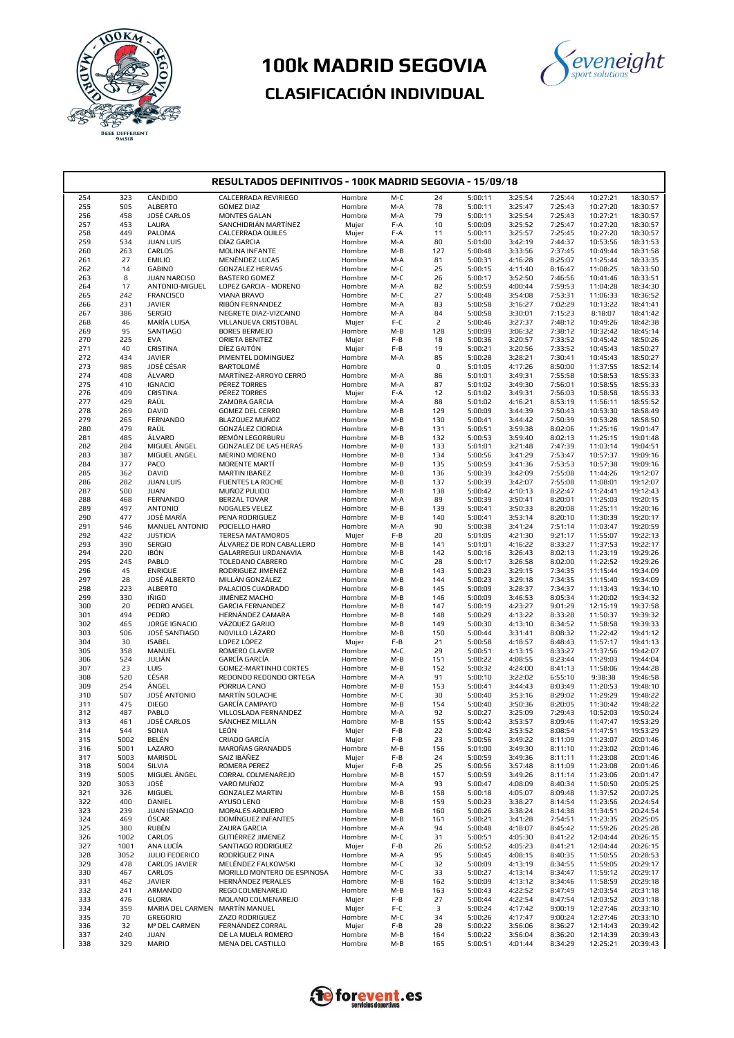# 100k MADRID SEGOVIA

## CLASIFICACIÓN INDIVIDUAL

### RESULTADOS DEFINITIVOS - 100K MADRID SEGOVIA - 15/09/18

| | | | | | | | | | | | |
|---|---|---|---|---|---|---|---|---|---|---|---|
| 254 | 323 | CÁNDIDO | CALCERRADA REVIRIEGO | Hombre | M-C | 24 | 5:00:11 | 3:25:54 | 7:25:44 | 10:27:21 | 18:30:57 |
| 255 | 505 | ALBERTO | GÓMEZ DIAZ | Hombre | M-A | 78 | 5:00:11 | 3:25:47 | 7:25:43 | 10:27:20 | 18:30:57 |
| 256 | 458 | JOSÉ CARLOS | MONTES GALAN | Hombre | M-A | 79 | 5:00:11 | 3:25:54 | 7:25:43 | 10:27:21 | 18:30:57 |
| 257 | 453 | LAURA | SANCHIDRIÁN MARTÍNEZ | Mujer | F-A | 10 | 5:00:09 | 3:25:52 | 7:25:47 | 10:27:20 | 18:30:57 |
| 258 | 449 | PALOMA | CALCERRADA QUILES | Mujer | F-A | 11 | 5:00:11 | 3:25:57 | 7:25:45 | 10:27:20 | 18:30:57 |
| 259 | 534 | JUAN LUIS | DÍAZ GARCIA | Hombre | M-A | 80 | 5:01:00 | 3:42:19 | 7:44:37 | 10:53:56 | 18:31:53 |
| 260 | 263 | CARLOS | MOLINA INFANTE | Hombre | M-B | 127 | 5:00:48 | 3:33:56 | 7:37:45 | 10:49:44 | 18:31:58 |
| 261 | 27 | EMILIO | MENÉNDEZ LUCAS | Hombre | M-A | 81 | 5:00:31 | 4:16:28 | 8:25:07 | 11:25:44 | 18:33:35 |
| 262 | 14 | GABINO | GONZALEZ HERVAS | Hombre | M-C | 25 | 5:00:15 | 4:11:40 | 8:16:47 | 11:08:25 | 18:33:50 |
| 263 | 8 | JUAN NARCISO | BASTERO GOMEZ | Hombre | M-C | 26 | 5:00:17 | 3:52:50 | 7:46:56 | 10:41:46 | 18:33:51 |
| 264 | 17 | ANTONIO-MIGUEL | LOPEZ GARCIA - MORENO | Hombre | M-A | 82 | 5:00:59 | 4:00:44 | 7:59:53 | 11:04:28 | 18:34:30 |
| 265 | 242 | FRANCISCO | VIANA BRAVO | Hombre | M-C | 27 | 5:00:48 | 3:54:08 | 7:53:31 | 11:06:33 | 18:36:52 |
| 266 | 231 | JAVIER | RIBÓN FERNANDEZ | Hombre | M-A | 83 | 5:00:58 | 3:16:27 | 7:02:29 | 10:13:22 | 18:41:41 |
| 267 | 386 | SERGIO | NEGRETE DIAZ-VIZCAINO | Hombre | M-A | 84 | 5:00:58 | 3:30:01 | 7:15:23 | 8:18:07 | 18:41:42 |
| 268 | 46 | MARÍA LUISA | VILLANUEVA CRISTOBAL | Mujer | F-C | 2 | 5:00:46 | 3:27:37 | 7:48:12 | 10:49:26 | 18:42:38 |
| 269 | 95 | SANTIAGO | BORES BERMEJO | Hombre | M-B | 128 | 5:00:09 | 3:06:32 | 7:38:12 | 10:32:42 | 18:45:14 |
| 270 | 225 | EVA | ORIETA BENITEZ | Mujer | F-B | 18 | 5:00:36 | 3:20:57 | 7:33:52 | 10:45:42 | 18:50:26 |
| 271 | 40 | CRISTINA | DÍEZ GAITÓN | Mujer | F-B | 19 | 5:00:21 | 3:20:56 | 7:33:52 | 10:45:43 | 18:50:27 |
| 272 | 434 | JAVIER | PIMENTEL DOMINGUEZ | Hombre | M-A | 85 | 5:00:28 | 3:28:21 | 7:30:41 | 10:45:43 | 18:50:27 |
| 273 | 985 | JOSÉ CÉSAR | BARTOLOMÉ | Hombre | | 0 | 5:01:05 | 4:17:26 | 8:50:00 | 11:37:55 | 18:52:14 |
| 274 | 408 | ÁLVARO | MARTÍNEZ-ARROYO CERRO | Hombre | M-A | 86 | 5:01:01 | 3:49:31 | 7:55:58 | 10:58:53 | 18:55:33 |
| 275 | 410 | IGNACIO | PÉREZ TORRES | Hombre | M-A | 87 | 5:01:02 | 3:49:30 | 7:56:01 | 10:58:55 | 18:55:33 |
| 276 | 409 | CRISTINA | PÉREZ TORRES | Mujer | F-A | 12 | 5:01:02 | 3:49:31 | 7:56:03 | 10:58:58 | 18:55:33 |
| 277 | 429 | RAÚL | ZAMORA GARCIA | Hombre | M-A | 88 | 5:01:02 | 4:16:21 | 8:53:19 | 11:56:11 | 18:55:52 |
| 278 | 269 | DAVID | GOMEZ DEL CERRO | Hombre | M-B | 129 | 5:00:09 | 3:44:39 | 7:50:43 | 10:53:30 | 18:58:49 |
| 279 | 265 | FERNANDO | BLAZQUEZ MUÑOZ | Hombre | M-B | 130 | 5:00:41 | 3:44:42 | 7:50:39 | 10:53:28 | 18:58:50 |
| 280 | 479 | RAÚL | GONZÁLEZ CIORDIA | Hombre | M-B | 131 | 5:00:51 | 3:59:38 | 8:02:06 | 11:25:16 | 19:01:47 |
| 281 | 485 | ÁLVARO | REMÓN LEGORBURU | Hombre | M-B | 132 | 5:00:53 | 3:59:40 | 8:02:13 | 11:25:15 | 19:01:48 |
| 282 | 284 | MIGUEL ÁNGEL | GONZALEZ DE LAS HERAS | Hombre | M-B | 133 | 5:01:01 | 3:21:48 | 7:47:39 | 11:03:14 | 19:04:51 |
| 283 | 387 | MIGUEL ANGEL | MERINO MORENO | Hombre | M-B | 134 | 5:00:56 | 3:41:29 | 7:53:47 | 10:57:37 | 19:09:16 |
| 284 | 377 | PACO | MORENTE MARTÍ | Hombre | M-B | 135 | 5:00:59 | 3:41:36 | 7:53:53 | 10:57:38 | 19:09:16 |
| 285 | 362 | DAVID | MARTIN IBAÑEZ | Hombre | M-B | 136 | 5:00:39 | 3:42:09 | 7:55:08 | 11:44:26 | 19:12:07 |
| 286 | 282 | JUAN LUIS | FUENTES LA ROCHE | Hombre | M-B | 137 | 5:00:39 | 3:42:07 | 7:55:08 | 11:08:01 | 19:12:07 |
| 287 | 500 | JUAN | MUÑOZ PULIDO | Hombre | M-B | 138 | 5:00:42 | 4:10:13 | 8:22:47 | 11:24:41 | 19:12:43 |
| 288 | 468 | FERNANDO | BERZAL TOVAR | Hombre | M-A | 89 | 5:00:39 | 3:50:41 | 8:20:01 | 11:25:03 | 19:20:15 |
| 289 | 497 | ANTONIO | NOGALES VELEZ | Hombre | M-B | 139 | 5:00:41 | 3:50:33 | 8:20:08 | 11:25:11 | 19:20:16 |
| 290 | 477 | JOSÉ MARÍA | PENA RODRIGUEZ | Hombre | M-B | 140 | 5:00:41 | 3:53:14 | 8:20:10 | 11:30:39 | 19:20:17 |
| 291 | 546 | MANUEL ANTONIO | POCIELLO HARO | Hombre | M-A | 90 | 5:00:38 | 3:41:24 | 7:51:14 | 11:03:47 | 19:20:59 |
| 292 | 422 | JUSTICIA | TERESA MATAMOROS | Mujer | F-B | 20 | 5:01:05 | 4:21:30 | 9:21:17 | 11:55:07 | 19:22:13 |
| 293 | 390 | SERGIO | ÁLVAREZ DE RON CABALLERO | Hombre | M-B | 141 | 5:01:01 | 4:16:22 | 8:33:27 | 11:37:53 | 19:22:17 |
| 294 | 220 | IBÓN | GALARREGUI URDANAVIA | Hombre | M-B | 142 | 5:00:16 | 3:26:43 | 8:02:13 | 11:23:19 | 19:29:26 |
| 295 | 245 | PABLO | TOLEDANO CABRERO | Hombre | M-C | 28 | 5:00:17 | 3:26:58 | 8:02:00 | 11:22:52 | 19:29:26 |
| 296 | 45 | ENRIQUE | RODRIGUEZ JIMENEZ | Hombre | M-B | 143 | 5:00:23 | 3:29:15 | 7:34:35 | 11:15:44 | 19:34:09 |
| 297 | 28 | JOSÉ ALBERTO | MILLÁN GONZÁLEZ | Hombre | M-B | 144 | 5:00:23 | 3:29:18 | 7:34:35 | 11:15:40 | 19:34:09 |
| 298 | 223 | ALBERTO | PALACIOS CUADRADO | Hombre | M-B | 145 | 5:00:09 | 3:28:37 | 7:34:37 | 11:13:43 | 19:34:10 |
| 299 | 330 | IÑIGO | JIMÉNEZ MACHO | Hombre | M-B | 146 | 5:00:09 | 3:46:53 | 8:05:34 | 11:20:02 | 19:34:32 |
| 300 | 20 | PEDRO ANGEL | GARCIA FERNANDEZ | Hombre | M-B | 147 | 5:00:19 | 4:23:27 | 9:01:29 | 12:15:19 | 19:37:58 |
| 301 | 494 | PEDRO | HERNÁNDEZ CAMARA | Hombre | M-B | 148 | 5:00:29 | 4:13:22 | 8:33:28 | 11:50:37 | 19:39:32 |
| 302 | 465 | JORGE IGNACIO | VÁZQUEZ GARIJO | Hombre | M-B | 149 | 5:00:30 | 4:13:10 | 8:34:52 | 11:58:06 | 19:39:33 |
| 303 | 506 | JOSÉ SANTIAGO | NOVILLO LÁZARO | Hombre | M-B | 150 | 5:00:44 | 3:31:41 | 8:08:32 | 11:22:42 | 19:41:12 |
| 304 | 30 | ISABEL | LOPEZ LÓPEZ | Mujer | F-B | 21 | 5:00:58 | 4:18:57 | 8:48:43 | 11:57:17 | 19:41:13 |
| 305 | 358 | MANUEL | ROMERO CLAVER | Hombre | M-C | 29 | 5:00:51 | 4:13:15 | 8:33:27 | 11:37:56 | 19:42:07 |
| 306 | 524 | JULIÁN | GARCÍA GARCÍA | Hombre | M-B | 151 | 5:00:22 | 4:08:55 | 8:23:44 | 11:29:03 | 19:44:04 |
| 307 | 23 | LUIS | GOMEZ-MARTINHO CORTES | Hombre | M-B | 152 | 5:00:32 | 4:24:00 | 8:41:13 | 11:58:06 | 19:44:28 |
| 308 | 520 | CÉSAR | REDONDO REDONDO ORTEGA | Hombre | M-A | 91 | 5:00:10 | 3:22:02 | 6:55:10 | 9:38:38 | 19:46:58 |
| 309 | 254 | ÁNGEL | PORRUA CANO | Hombre | M-B | 153 | 5:00:41 | 3:44:43 | 8:03:49 | 11:20:53 | 19:48:10 |
| 310 | 507 | JOSÉ ANTONIO | MARTÍN SOLACHE | Hombre | M-C | 30 | 5:00:40 | 3:53:16 | 8:29:02 | 11:29:29 | 19:48:22 |
| 311 | 475 | DIEGO | GARCÍA CAMPAYO | Hombre | M-B | 154 | 5:00:40 | 3:50:36 | 8:20:05 | 11:30:42 | 19:48:22 |
| 312 | 487 | PABLO | VILLOSLADA FERNANDEZ | Hombre | M-A | 92 | 5:00:27 | 3:25:09 | 7:29:43 | 10:52:03 | 19:50:24 |
| 313 | 461 | JOSÉ CARLOS | SÁNCHEZ MILLAN | Hombre | M-B | 155 | 5:00:42 | 3:53:57 | 8:09:46 | 11:47:47 | 19:53:29 |
| 314 | 544 | SONIA | LEÓN | Mujer | F-B | 22 | 5:00:42 | 3:53:52 | 8:08:54 | 11:47:51 | 19:53:29 |
| 315 | 5002 | BELÉN | CRIADO GARCÍA | Mujer | F-B | 23 | 5:00:56 | 3:49:22 | 8:11:09 | 11:23:07 | 20:01:46 |
| 316 | 5001 | LAZARO | MAROÑAS GRANADOS | Hombre | M-B | 156 | 5:01:00 | 3:49:30 | 8:11:10 | 11:23:02 | 20:01:46 |
| 317 | 5003 | MARISOL | SAIZ IBÁÑEZ | Mujer | F-B | 24 | 5:00:59 | 3:49:36 | 8:11:11 | 11:23:08 | 20:01:46 |
| 318 | 5004 | SILVIA | ROMERA PEREZ | Mujer | F-B | 25 | 5:00:56 | 3:57:48 | 8:11:09 | 11:23:08 | 20:01:46 |
| 319 | 5005 | MIGUEL ÁNGEL | CORRAL COLMENAREJO | Hombre | M-B | 157 | 5:00:59 | 3:49:26 | 8:11:14 | 11:23:06 | 20:01:47 |
| 320 | 3053 | JOSÉ | VARO MUÑOZ | Hombre | M-A | 93 | 5:00:47 | 4:08:09 | 8:40:34 | 11:50:50 | 20:05:25 |
| 321 | 326 | MIGUEL | GONZALEZ MARTIN | Hombre | M-B | 158 | 5:00:18 | 4:05:07 | 8:09:48 | 11:37:52 | 20:07:25 |
| 322 | 400 | DANIEL | AYUSO LENO | Hombre | M-B | 159 | 5:00:23 | 3:38:27 | 8:17:26 | 11:23:56 | 20:24:54 |
| 323 | 239 | JUAN IGNACIO | MORALES ARQUERO | Hombre | M-B | 160 | 5:00:26 | 3:38:24 | 8:14:38 | 11:34:51 | 20:24:54 |
| 324 | 469 | ÓSCAR | DOMÍNGUEZ INFANTES | Hombre | M-B | 161 | 5:00:21 | 3:41:28 | 7:54:51 | 11:23:35 | 20:25:05 |
| 325 | 380 | RUBÉN | ZAURA GARCIA | Hombre | M-A | 94 | 5:00:48 | 4:18:07 | 8:45:42 | 11:59:26 | 20:25:28 |
| 326 | 1002 | CARLOS | GUTIÉRREZ JIMENEZ | Hombre | M-C | 31 | 5:00:51 | 4:05:30 | 8:41:22 | 12:04:44 | 20:26:15 |
| 327 | 1001 | ANA LUCÍA | SANTIAGO RODRIGUEZ | Mujer | F-B | 26 | 5:00:52 | 4:05:23 | 8:41:21 | 12:04:44 | 20:26:15 |
| 328 | 3052 | JULIO FEDERICO | RODRÍGUEZ PINA | Hombre | M-A | 95 | 5:00:45 | 4:08:15 | 8:40:35 | 11:50:55 | 20:28:53 |
| 329 | 478 | CARLOS JAVIER | MELÉNDEZ FALKOWSKI | Hombre | M-C | 32 | 5:00:09 | 4:13:19 | 8:34:55 | 11:59:05 | 20:29:17 |
| 330 | 467 | CARLOS | MORILLO MONTERO DE ESPINOSA | Hombre | M-C | 33 | 5:00:27 | 4:13:14 | 8:34:47 | 11:59:12 | 20:29:17 |
| 331 | 462 | JAVIER | HERNÁNDEZ PERALES | Hombre | M-B | 162 | 5:00:09 | 4:13:12 | 8:34:46 | 11:58:59 | 20:29:18 |
| 332 | 241 | ARMANDO | REGO COLMENAREJO | Hombre | M-B | 163 | 5:00:43 | 4:22:52 | 8:47:49 | 12:03:54 | 20:31:18 |
| 333 | 476 | GLORIA | MOLANO COLMENAREJO | Mujer | F-B | 27 | 5:00:44 | 4:22:54 | 8:47:54 | 12:03:52 | 20:31:18 |
| 334 | 359 | MARIA DEL CARMEN | MARTÍN MANUEL | Mujer | F-C | 3 | 5:00:24 | 4:17:42 | 9:00:19 | 12:27:46 | 20:33:10 |
| 335 | 70 | GREGORIO | ZAZO RODRIGUEZ | Hombre | M-C | 34 | 5:00:26 | 4:17:47 | 9:00:24 | 12:27:46 | 20:33:10 |
| 336 | 32 | Mª DEL CARMEN | FERNÁNDEZ CORRAL | Mujer | F-B | 28 | 5:00:22 | 3:56:06 | 8:36:27 | 12:14:43 | 20:39:42 |
| 337 | 240 | JUAN | DE LA MUELA ROMERO | Hombre | M-B | 164 | 5:00:22 | 3:56:04 | 8:36:20 | 12:14:39 | 20:39:43 |
| 338 | 329 | MARIO | MENA DEL CASTILLO | Hombre | M-B | 165 | 5:00:51 | 4:01:44 | 8:34:29 | 12:25:21 | 20:39:43 |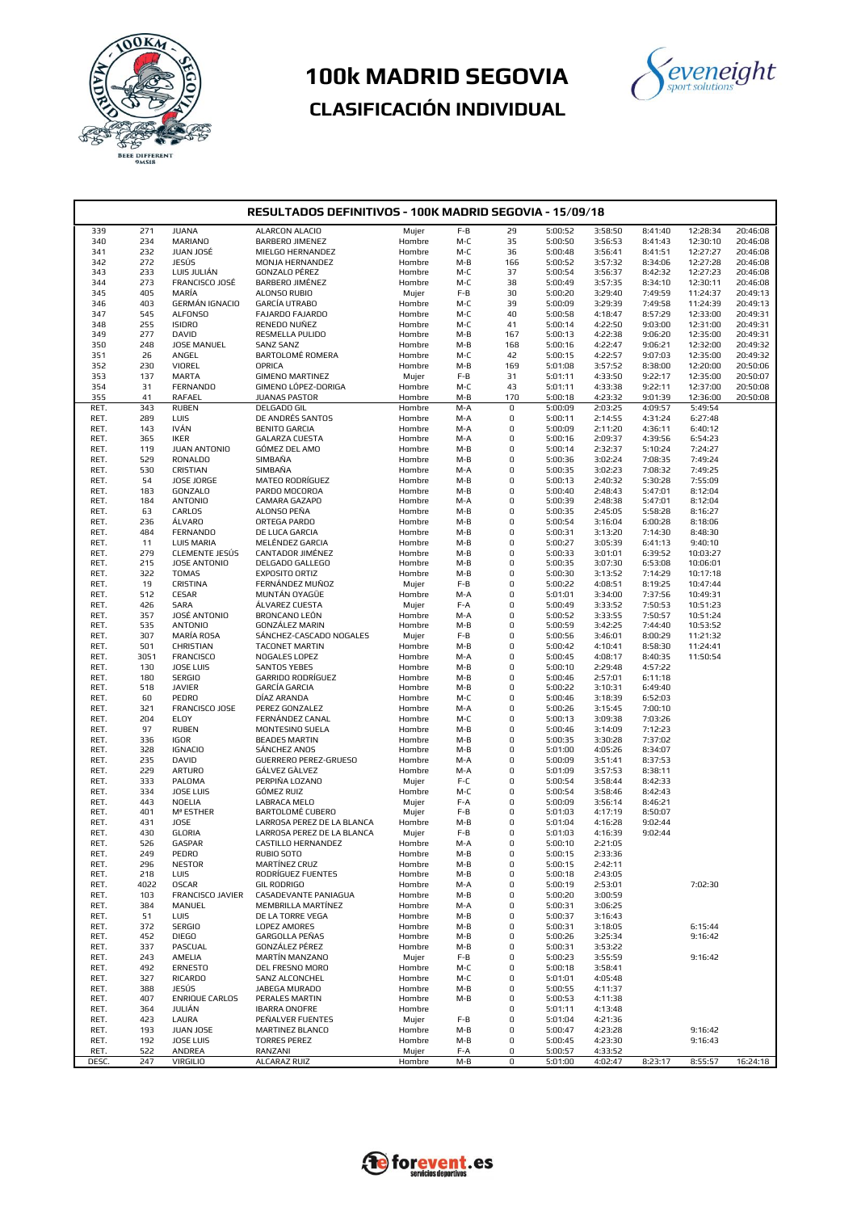# 100k MADRID SEGOVIA

## CLASIFICACIÓN INDIVIDUAL

### RESULTADOS DEFINITIVOS - 100K MADRID SEGOVIA - 15/09/18

| | | | | | | | | | | | |
|---|---|---|---|---|---|---|---|---|---|---|---|
| 339 | 271 | JUANA | ALARCON ALACID | Mujer | F-B | 29 | 5:00:52 | 3:58:50 | 8:41:40 | 12:28:34 | 20:46:08 |
| 340 | 234 | MARIANO | BARBERO JIMENEZ | Hombre | M-C | 35 | 5:00:50 | 3:56:53 | 8:41:43 | 12:30:10 | 20:46:08 |
| 341 | 232 | JUAN JOSÉ | MIELGO HERNANDEZ | Hombre | M-C | 36 | 5:00:48 | 3:56:41 | 8:41:51 | 12:27:27 | 20:46:08 |
| 342 | 272 | JESÚS | MONJA HERNANDEZ | Hombre | M-B | 166 | 5:00:52 | 3:57:32 | 8:34:06 | 12:27:28 | 20:46:08 |
| 343 | 233 | LUIS JULIÁN | GONZALO PÉREZ | Hombre | M-C | 37 | 5:00:54 | 3:56:37 | 8:42:32 | 12:27:23 | 20:46:08 |
| 344 | 273 | FRANCISCO JOSÉ | BARBERO JIMÉNEZ | Hombre | M-C | 38 | 5:00:49 | 3:57:35 | 8:34:10 | 12:30:11 | 20:46:08 |
| 345 | 405 | MARÍA | ALONSO RUBIO | Mujer | F-B | 30 | 5:00:20 | 3:29:40 | 7:49:59 | 11:24:37 | 20:49:13 |
| 346 | 403 | GERMÁN IGNACIO | GARCÍA UTRABO | Hombre | M-C | 39 | 5:00:09 | 3:29:39 | 7:49:58 | 11:24:39 | 20:49:13 |
| 347 | 545 | ALFONSO | FAJARDO FAJARDO | Hombre | M-C | 40 | 5:00:58 | 4:18:47 | 8:57:29 | 12:33:00 | 20:49:31 |
| 348 | 255 | ISIDRO | RENEDO NUÑEZ | Hombre | M-C | 41 | 5:00:14 | 4:22:50 | 9:03:00 | 12:31:00 | 20:49:31 |
| 349 | 277 | DAVID | RESMELLA PULIDO | Hombre | M-B | 167 | 5:00:13 | 4:22:38 | 9:06:20 | 12:35:00 | 20:49:31 |
| 350 | 248 | JOSE MANUEL | SANZ SANZ | Hombre | M-B | 168 | 5:00:16 | 4:22:47 | 9:06:21 | 12:32:00 | 20:49:32 |
| 351 | 26 | ANGEL | BARTOLOMÉ ROMERA | Hombre | M-C | 42 | 5:00:15 | 4:22:57 | 9:07:03 | 12:35:00 | 20:49:32 |
| 352 | 230 | VIOREL | OPRICA | Hombre | M-B | 169 | 5:01:08 | 3:57:52 | 8:38:00 | 12:20:00 | 20:50:06 |
| 353 | 137 | MARTA | GIMENO MARTINEZ | Mujer | F-B | 31 | 5:01:11 | 4:33:50 | 9:22:17 | 12:35:00 | 20:50:07 |
| 354 | 31 | FERNANDO | GIMENO LÓPEZ-DORIGA | Hombre | M-C | 43 | 5:01:11 | 4:33:38 | 9:22:11 | 12:37:00 | 20:50:08 |
| 355 | 41 | RAFAEL | JUANAS PASTOR | Hombre | M-B | 170 | 5:00:18 | 4:23:32 | 9:01:39 | 12:36:00 | 20:50:08 |
| RET. | 343 | RUBEN | DELGADO GIL | Hombre | M-A | 0 | 5:00:09 | 2:03:25 | 4:09:57 | 5:49:54 | |
| RET. | 289 | LUIS | DE ANDRÉS SANTOS | Hombre | M-A | 0 | 5:00:11 | 2:14:55 | 4:31:24 | 6:27:48 | |
| RET. | 143 | IVÁN | BENITO GARCIA | Hombre | M-A | 0 | 5:00:09 | 2:11:20 | 4:36:11 | 6:40:12 | |
| RET. | 365 | IKER | GALARZA CUESTA | Hombre | M-A | 0 | 5:00:16 | 2:09:37 | 4:39:56 | 6:54:23 | |
| RET. | 119 | JUAN ANTONIO | GÓMEZ DEL AMO | Hombre | M-B | 0 | 5:00:14 | 2:32:37 | 5:10:24 | 7:24:27 | |
| RET. | 529 | RONALDO | SIMBAÑA | Hombre | M-B | 0 | 5:00:36 | 3:02:24 | 7:08:35 | 7:49:24 | |
| RET. | 530 | CRISTIAN | SIMBAÑA | Hombre | M-A | 0 | 5:00:35 | 3:02:23 | 7:08:32 | 7:49:25 | |
| RET. | 54 | JOSE JORGE | MATEO RODRÍGUEZ | Hombre | M-B | 0 | 5:00:13 | 2:40:32 | 5:30:28 | 7:55:09 | |
| RET. | 183 | GONZALO | PARDO MOCOROA | Hombre | M-B | 0 | 5:00:40 | 2:48:43 | 5:47:01 | 8:12:04 | |
| RET. | 184 | ANTONIO | CAMARA GAZAPO | Hombre | M-A | 0 | 5:00:39 | 2:48:38 | 5:47:01 | 8:12:04 | |
| RET. | 63 | CARLOS | ALONSO PEÑA | Hombre | M-B | 0 | 5:00:35 | 2:45:05 | 5:58:28 | 8:16:27 | |
| RET. | 236 | ÁLVARO | ORTEGA PARDO | Hombre | M-B | 0 | 5:00:54 | 3:16:04 | 6:00:28 | 8:18:06 | |
| RET. | 484 | FERNANDO | DE LUCA GARCIA | Hombre | M-B | 0 | 5:00:31 | 3:13:20 | 7:14:30 | 8:48:30 | |
| RET. | 11 | LUIS MARIA | MELÉNDEZ GARCIA | Hombre | M-B | 0 | 5:00:27 | 3:05:39 | 6:41:13 | 9:40:10 | |
| RET. | 279 | CLEMENTE JESÚS | CANTADOR JIMÉNEZ | Hombre | M-B | 0 | 5:00:33 | 3:01:01 | 6:39:52 | 10:03:27 | |
| RET. | 215 | JOSE ANTONIO | DELGADO GALLEGO | Hombre | M-B | 0 | 5:00:35 | 3:07:30 | 6:53:08 | 10:06:01 | |
| RET. | 322 | TOMAS | EXPOSITO ORTIZ | Hombre | M-B | 0 | 5:00:30 | 3:13:52 | 7:14:29 | 10:17:18 | |
| RET. | 19 | CRISTINA | FERNÁNDEZ MUÑOZ | Mujer | F-B | 0 | 5:00:22 | 4:08:51 | 8:19:25 | 10:47:44 | |
| RET. | 512 | CESAR | MUNTÁN OYAGÜE | Hombre | M-A | 0 | 5:01:01 | 3:34:00 | 7:37:56 | 10:49:31 | |
| RET. | 426 | SARA | ÁLVAREZ CUESTA | Mujer | F-A | 0 | 5:00:49 | 3:33:52 | 7:50:53 | 10:51:23 | |
| RET. | 357 | JOSÉ ANTONIO | BRONCANO LEÓN | Hombre | M-A | 0 | 5:00:52 | 3:33:55 | 7:50:57 | 10:51:24 | |
| RET. | 535 | ANTONIO | GONZÁLEZ MARIN | Hombre | M-B | 0 | 5:00:59 | 3:42:25 | 7:44:40 | 10:53:52 | |
| RET. | 307 | MARÍA ROSA | SÁNCHEZ-CASCADO NOGALES | Mujer | F-B | 0 | 5:00:56 | 3:46:01 | 8:00:29 | 11:21:32 | |
| RET. | 501 | CHRISTIAN | TACONET MARTIN | Hombre | M-B | 0 | 5:00:42 | 4:10:41 | 8:58:30 | 11:24:41 | |
| RET. | 3051 | FRANCISCO | NOGALES LOPEZ | Hombre | M-A | 0 | 5:00:45 | 4:08:17 | 8:40:35 | 11:50:54 | |
| RET. | 130 | JOSE LUIS | SANTOS YEBES | Hombre | M-B | 0 | 5:00:10 | 2:29:48 | 4:57:22 | | |
| RET. | 180 | SERGIO | GARRIDO RODRÍGUEZ | Hombre | M-B | 0 | 5:00:46 | 2:57:01 | 6:11:18 | | |
| RET. | 518 | JAVIER | GARCÍA GARCIA | Hombre | M-B | 0 | 5:00:22 | 3:10:31 | 6:49:40 | | |
| RET. | 60 | PEDRO | DÍAZ ARANDA | Hombre | M-C | 0 | 5:00:46 | 3:18:39 | 6:52:03 | | |
| RET. | 321 | FRANCISCO JOSE | PEREZ GONZALEZ | Hombre | M-A | 0 | 5:00:26 | 3:15:45 | 7:00:10 | | |
| RET. | 204 | ELOY | FERNÁNDEZ CANAL | Hombre | M-C | 0 | 5:00:13 | 3:09:38 | 7:03:26 | | |
| RET. | 97 | RUBEN | MONTESINO SUELA | Hombre | M-B | 0 | 5:00:46 | 3:14:09 | 7:12:23 | | |
| RET. | 336 | IGOR | BEADES MARTIN | Hombre | M-B | 0 | 5:00:35 | 3:30:28 | 7:37:02 | | |
| RET. | 328 | IGNACIO | SÁNCHEZ ANOS | Hombre | M-B | 0 | 5:01:00 | 4:05:26 | 8:34:07 | | |
| RET. | 235 | DAVID | GUERRERO PEREZ-GRUESO | Hombre | M-A | 0 | 5:00:09 | 3:51:41 | 8:37:53 | | |
| RET. | 229 | ARTURO | GÁLVEZ GÁLVEZ | Hombre | M-A | 0 | 5:01:09 | 3:57:53 | 8:38:11 | | |
| RET. | 333 | PALOMA | PERPIÑA LOZANO | Mujer | F-C | 0 | 5:00:54 | 3:58:44 | 8:42:33 | | |
| RET. | 334 | JOSE LUIS | GÓMEZ RUIZ | Hombre | M-C | 0 | 5:00:54 | 3:58:46 | 8:42:43 | | |
| RET. | 443 | NOELIA | LABRACA MELO | Mujer | F-A | 0 | 5:00:09 | 3:56:14 | 8:46:21 | | |
| RET. | 401 | Mª ESTHER | BARTOLOMÉ CUBERO | Mujer | F-B | 0 | 5:01:03 | 4:17:19 | 8:50:07 | | |
| RET. | 431 | JOSE | LARROSA PEREZ DE LA BLANCA | Hombre | M-B | 0 | 5:01:04 | 4:16:28 | 9:02:44 | | |
| RET. | 430 | GLORIA | LARROSA PEREZ DE LA BLANCA | Mujer | F-B | 0 | 5:01:03 | 4:16:39 | 9:02:44 | | |
| RET. | 526 | GASPAR | CASTILLO HERNANDEZ | Hombre | M-A | 0 | 5:00:10 | 2:21:05 | | | |
| RET. | 249 | PEDRO | RUBIO SOTO | Hombre | M-B | 0 | 5:00:15 | 2:33:36 | | | |
| RET. | 296 | NESTOR | MARTÍNEZ CRUZ | Hombre | M-B | 0 | 5:00:15 | 2:42:11 | | | |
| RET. | 218 | LUIS | RODRÍGUEZ FUENTES | Hombre | M-B | 0 | 5:00:18 | 2:43:05 | | | |
| RET. | 4022 | OSCAR | GIL RODRIGO | Hombre | M-A | 0 | 5:00:19 | 2:53:01 | | 7:02:30 | |
| RET. | 103 | FRANCISCO JAVIER | CASADEVANTE PANIAGUA | Hombre | M-B | 0 | 5:00:20 | 3:00:59 | | | |
| RET. | 384 | MANUEL | MEMBRILLA MARTÍNEZ | Hombre | M-A | 0 | 5:00:31 | 3:06:25 | | | |
| RET. | 51 | LUIS | DE LA TORRE VEGA | Hombre | M-B | 0 | 5:00:37 | 3:16:43 | | | |
| RET. | 372 | SERGIO | LOPEZ AMORES | Hombre | M-B | 0 | 5:00:31 | 3:18:05 | | 6:15:44 | |
| RET. | 452 | DIEGO | GARGOLLA PEÑAS | Hombre | M-B | 0 | 5:00:26 | 3:25:34 | | 9:16:42 | |
| RET. | 337 | PASCUAL | GONZÁLEZ PÉREZ | Hombre | M-B | 0 | 5:00:31 | 3:53:22 | | | |
| RET. | 243 | AMELIA | MARTÍN MANZANO | Mujer | F-B | 0 | 5:00:23 | 3:55:59 | | 9:16:42 | |
| RET. | 492 | ERNESTO | DEL FRESNO MORO | Hombre | M-C | 0 | 5:00:18 | 3:58:41 | | | |
| RET. | 327 | RICARDO | SANZ ALCONCHEL | Hombre | M-C | 0 | 5:01:01 | 4:05:48 | | | |
| RET. | 388 | JESÚS | JABEGA MURADO | Hombre | M-B | 0 | 5:00:55 | 4:11:37 | | | |
| RET. | 407 | ENRIQUE CARLOS | PERALES MARTIN | Hombre | M-B | 0 | 5:00:53 | 4:11:38 | | | |
| RET. | 364 | JULIÁN | IBARRA ONOFRE | Hombre | | 0 | 5:01:11 | 4:13:48 | | | |
| RET. | 423 | LAURA | PEÑALVER FUENTES | Mujer | F-B | 0 | 5:01:04 | 4:21:36 | | | |
| RET. | 193 | JUAN JOSE | MARTINEZ BLANCO | Hombre | M-B | 0 | 5:00:47 | 4:23:28 | | 9:16:42 | |
| RET. | 192 | JOSE LUIS | TORRES PEREZ | Hombre | M-B | 0 | 5:00:45 | 4:23:30 | | 9:16:43 | |
| RET. | 522 | ANDREA | RANZANI | Mujer | F-A | 0 | 5:00:57 | 4:33:52 | | | |
| DESC. | 247 | VIRGILIO | ALCARAZ RUIZ | Hombre | M-B | 0 | 5:01:00 | 4:02:47 | 8:23:17 | 8:55:57 | 16:24:18 |